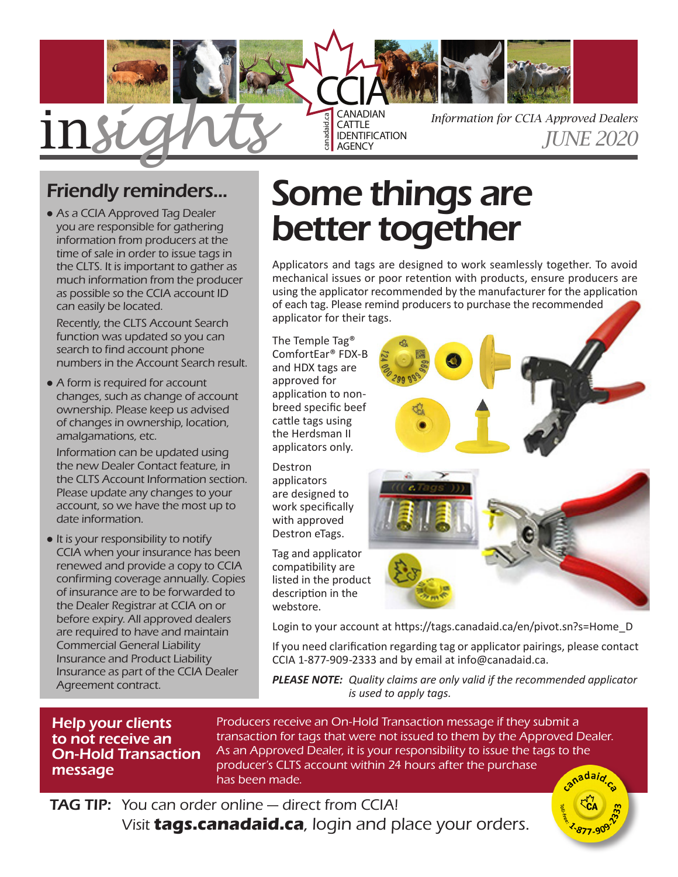# insights

CCIA
CANADIAN CATTLE IDENTIFICATION AGENCY
canadaid.ca

*Information for CCIA Approved Dealers*
*JUNE 2020*

## Friendly reminders...

- As a CCIA Approved Tag Dealer you are responsible for gathering information from producers at the time of sale in order to issue tags in the CLTS. It is important to gather as much information from the producer as possible so the CCIA account ID can easily be located.

  Recently, the CLTS Account Search function was updated so you can search to find account phone numbers in the Account Search result.

- A form is required for account changes, such as change of account ownership. Please keep us advised of changes in ownership, location, amalgamations, etc.

  Information can be updated using the new Dealer Contact feature, in the CLTS Account Information section. Please update any changes to your account, so we have the most up to date information.

- It is your responsibility to notify CCIA when your insurance has been renewed and provide a copy to CCIA confirming coverage annually. Copies of insurance are to be forwarded to the Dealer Registrar at CCIA on or before expiry. All approved dealers are required to have and maintain Commercial General Liability Insurance and Product Liability Insurance as part of the CCIA Dealer Agreement contract.

# Some things are better together

Applicators and tags are designed to work seamlessly together. To avoid mechanical issues or poor retention with products, ensure producers are using the applicator recommended by the manufacturer for the application of each tag. Please remind producers to purchase the recommended applicator for their tags.

The Temple Tag® ComfortEar® FDX-B and HDX tags are approved for application to non-breed specific beef cattle tags using the Herdsman II applicators only.

Destron applicators are designed to work specifically with approved Destron eTags.

Tag and applicator compatibility are listed in the product description in the webstore.

Login to your account at https://tags.canadaid.ca/en/pivot.sn?s=Home_D

If you need clarification regarding tag or applicator pairings, please contact CCIA 1-877-909-2333 and by email at info@canadaid.ca.

***PLEASE NOTE:*** *Quality claims are only valid if the recommended applicator is used to apply tags.*

## Help your clients to not receive an On-Hold Transaction message

Producers receive an On-Hold Transaction message if they submit a transaction for tags that were not issued to them by the Approved Dealer. As an Approved Dealer, it is your responsibility to issue the tags to the producer's CLTS account within 24 hours after the purchase has been made.

**TAG TIP:** You can order online – direct from CCIA! Visit **tags.canadaid.ca**, login and place your orders.

canadaid.ca
Toll-free: 1-877-909-2333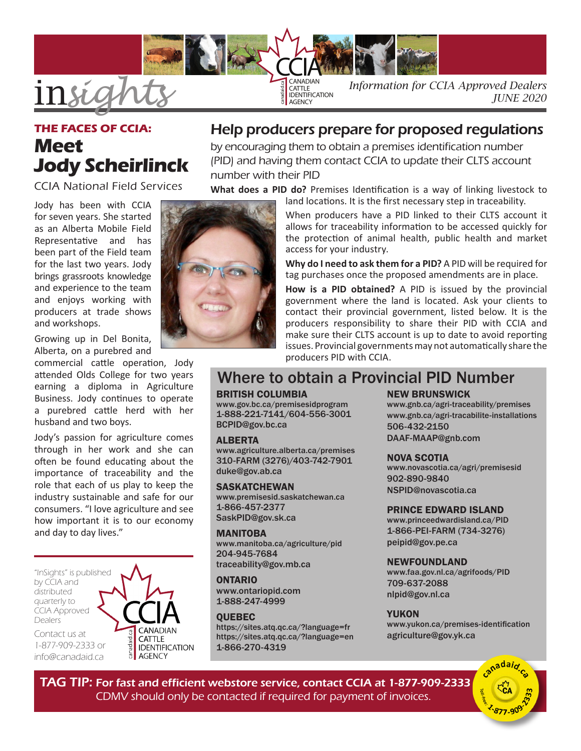# insights

Information for CCIA Approved Dealers
JUNE 2020

## THE FACES OF CCIA: Meet Jody Scheirlinck

CCIA National Field Services

Jody has been with CCIA for seven years. She started as an Alberta Mobile Field Representative and has been part of the Field team for the last two years. Jody brings grassroots knowledge and experience to the team and enjoys working with producers at trade shows and workshops.

Growing up in Del Bonita, Alberta, on a purebred and commercial cattle operation, Jody attended Olds College for two years earning a diploma in Agriculture Business. Jody continues to operate a purebred cattle herd with her husband and two boys.

Jody's passion for agriculture comes through in her work and she can often be found educating about the importance of traceability and the role that each of us play to keep the industry sustainable and safe for our consumers. "I love agriculture and see how important it is to our economy and day to day lives."

"InSights" is published by CCIA and distributed quarterly to CCIA Approved Dealers

Contact us at 1-877-909-2333 or info@canadaid.ca

## Help producers prepare for proposed regulations

*by encouraging them to obtain a premises identification number (PID) and having them contact CCIA to update their CLTS account number with their PID*

**What does a PID do?** Premises Identification is a way of linking livestock to land locations. It is the first necessary step in traceability.

When producers have a PID linked to their CLTS account it allows for traceability information to be accessed quickly for the protection of animal health, public health and market access for your industry.

**Why do I need to ask them for a PID?** A PID will be required for tag purchases once the proposed amendments are in place.

**How is a PID obtained?** A PID is issued by the provincial government where the land is located. Ask your clients to contact their provincial government, listed below. It is the producers responsibility to share their PID with CCIA and make sure their CLTS account is up to date to avoid reporting issues. Provincial governments may not automatically share the producers PID with CCIA.

## Where to obtain a Provincial PID Number

**BRITISH COLUMBIA**
www.gov.bc.ca/premisesidprogram
1-888-221-7141/604-556-3001
BCPID@gov.bc.ca

**ALBERTA**
www.agriculture.alberta.ca/premises
310-FARM (3276)/403-742-7901
duke@gov.ab.ca

**SASKATCHEWAN**
www.premisesid.saskatchewan.ca
1-866-457-2377
SaskPID@gov.sk.ca

**MANITOBA**
www.manitoba.ca/agriculture/pid
204-945-7684
traceability@gov.mb.ca

**ONTARIO**
www.ontariopid.com
1-888-247-4999

**QUEBEC**
https://sites.atq.qc.ca/?language=fr
https://sites.atq.qc.ca/?language=en
1-866-270-4319

**NEW BRUNSWICK**
www.gnb.ca/agri-traceability/premises
www.gnb.ca/agri-tracabilite-installations
506-432-2150
DAAF-MAAP@gnb.com

**NOVA SCOTIA**
www.novascotia.ca/agri/premisesid
902-890-9840
NSPID@novascotia.ca

**PRINCE EDWARD ISLAND**
www.princeedwardisland.ca/PID
1-866-PEI-FARM (734-3276)
peipid@gov.pe.ca

**NEWFOUNDLAND**
www.faa.gov.nl.ca/agrifoods/PID
709-637-2088
nlpid@gov.nl.ca

**YUKON**
www.yukon.ca/premises-identification
agriculture@gov.yk.ca

**TAG TIP: For fast and efficient webstore service, contact CCIA at 1-877-909-2333**
CDMV should only be contacted if required for payment of invoices.